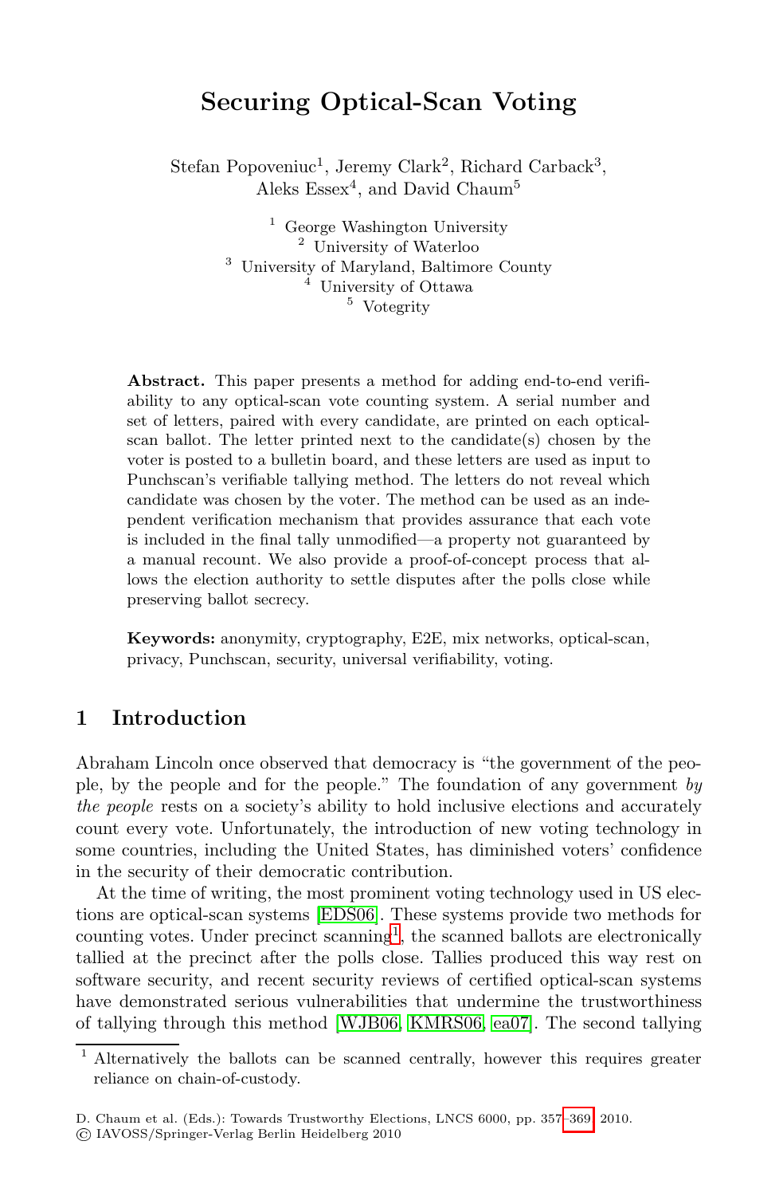# Securing Optical-Scan Voting

Stefan Popoveniuc[1], Jeremy Clark[2], Richard Carback[3], Aleks Essex[4], and David Chaum[5]

[1] George Washington University
[2] University of Waterloo
[3] University of Maryland, Baltimore County
[4] University of Ottawa
[5] Votegrity

**Abstract.** This paper presents a method for adding end-to-end verifiability to any optical-scan vote counting system. A serial number and set of letters, paired with every candidate, are printed on each optical-scan ballot. The letter printed next to the candidate(s) chosen by the voter is posted to a bulletin board, and these letters are used as input to Punchscan's verifiable tallying method. The letters do not reveal which candidate was chosen by the voter. The method can be used as an independent verification mechanism that provides assurance that each vote is included in the final tally unmodified—a property not guaranteed by a manual recount. We also provide a proof-of-concept process that allows the election authority to settle disputes after the polls close while preserving ballot secrecy.

**Keywords:** anonymity, cryptography, E2E, mix networks, optical-scan, privacy, Punchscan, security, universal verifiability, voting.

## 1 Introduction

Abraham Lincoln once observed that democracy is "the government of the people, by the people and for the people." The foundation of any government *by the people* rests on a society's ability to hold inclusive elections and accurately count every vote. Unfortunately, the introduction of new voting technology in some countries, including the United States, has diminished voters' confidence in the security of their democratic contribution.

At the time of writing, the most prominent voting technology used in US elections are optical-scan systems [EDS06]. These systems provide two methods for counting votes. Under precinct scanning[1], the scanned ballots are electronically tallied at the precinct after the polls close. Tallies produced this way rest on software security, and recent security reviews of certified optical-scan systems have demonstrated serious vulnerabilities that undermine the trustworthiness of tallying through this method [WJB06, KMRS06, ea07]. The second tallying

[1] Alternatively the ballots can be scanned centrally, however this requires greater reliance on chain-of-custody.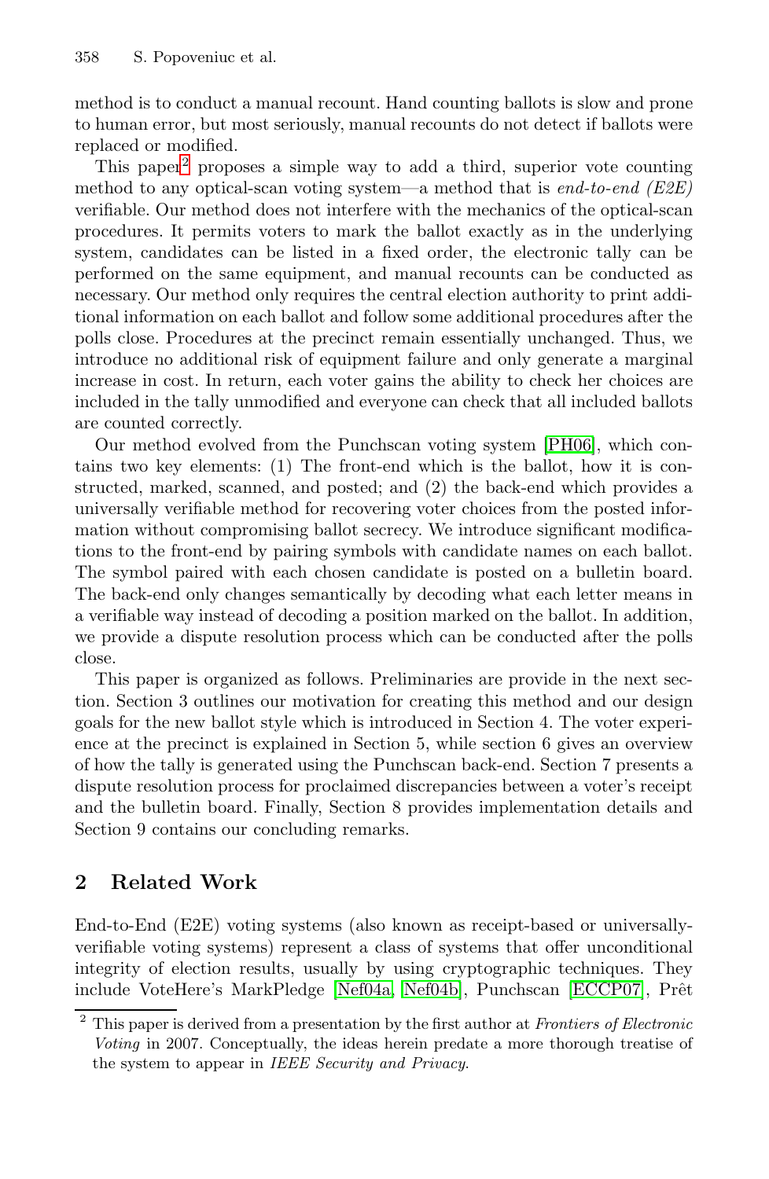method is to conduct a manual recount. Hand counting ballots is slow and prone to human error, but most seriously, manual recounts do not detect if ballots were replaced or modified.

This paper[2] proposes a simple way to add a third, superior vote counting method to any optical-scan voting system—a method that is *end-to-end (E2E)* verifiable. Our method does not interfere with the mechanics of the optical-scan procedures. It permits voters to mark the ballot exactly as in the underlying system, candidates can be listed in a fixed order, the electronic tally can be performed on the same equipment, and manual recounts can be conducted as necessary. Our method only requires the central election authority to print additional information on each ballot and follow some additional procedures after the polls close. Procedures at the precinct remain essentially unchanged. Thus, we introduce no additional risk of equipment failure and only generate a marginal increase in cost. In return, each voter gains the ability to check her choices are included in the tally unmodified and everyone can check that all included ballots are counted correctly.

Our method evolved from the Punchscan voting system [PH06], which contains two key elements: (1) The front-end which is the ballot, how it is constructed, marked, scanned, and posted; and (2) the back-end which provides a universally verifiable method for recovering voter choices from the posted information without compromising ballot secrecy. We introduce significant modifications to the front-end by pairing symbols with candidate names on each ballot. The symbol paired with each chosen candidate is posted on a bulletin board. The back-end only changes semantically by decoding what each letter means in a verifiable way instead of decoding a position marked on the ballot. In addition, we provide a dispute resolution process which can be conducted after the polls close.

This paper is organized as follows. Preliminaries are provide in the next section. Section 3 outlines our motivation for creating this method and our design goals for the new ballot style which is introduced in Section 4. The voter experience at the precinct is explained in Section 5, while section 6 gives an overview of how the tally is generated using the Punchscan back-end. Section 7 presents a dispute resolution process for proclaimed discrepancies between a voter's receipt and the bulletin board. Finally, Section 8 provides implementation details and Section 9 contains our concluding remarks.

## 2 Related Work

End-to-End (E2E) voting systems (also known as receipt-based or universally-verifiable voting systems) represent a class of systems that offer unconditional integrity of election results, usually by using cryptographic techniques. They include VoteHere's MarkPledge [Nef04a, Nef04b], Punchscan [ECCP07], Prêt

[2] This paper is derived from a presentation by the first author at *Frontiers of Electronic Voting* in 2007. Conceptually, the ideas herein predate a more thorough treatise of the system to appear in *IEEE Security and Privacy*.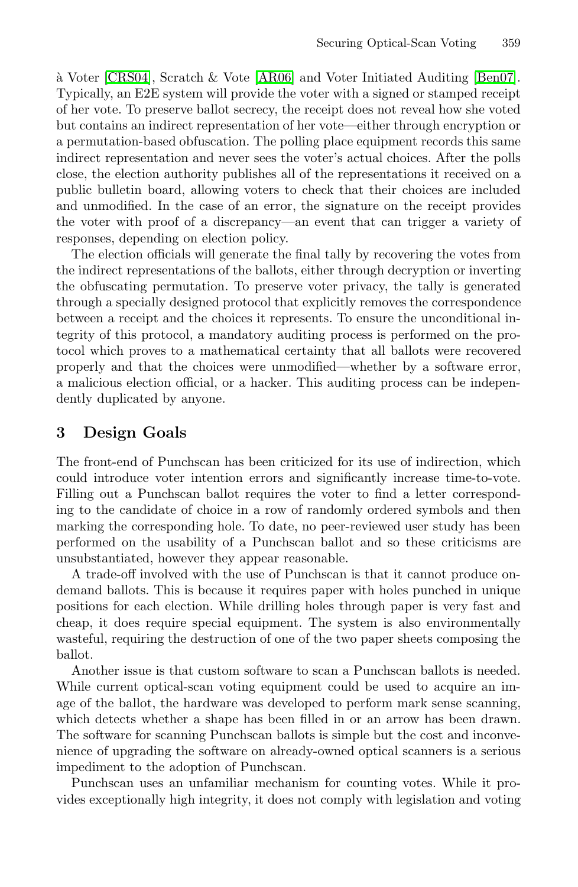à Voter [CRS04], Scratch & Vote [AR06] and Voter Initiated Auditing [Ben07]. Typically, an E2E system will provide the voter with a signed or stamped receipt of her vote. To preserve ballot secrecy, the receipt does not reveal how she voted but contains an indirect representation of her vote—either through encryption or a permutation-based obfuscation. The polling place equipment records this same indirect representation and never sees the voter's actual choices. After the polls close, the election authority publishes all of the representations it received on a public bulletin board, allowing voters to check that their choices are included and unmodified. In the case of an error, the signature on the receipt provides the voter with proof of a discrepancy—an event that can trigger a variety of responses, depending on election policy.

The election officials will generate the final tally by recovering the votes from the indirect representations of the ballots, either through decryption or inverting the obfuscating permutation. To preserve voter privacy, the tally is generated through a specially designed protocol that explicitly removes the correspondence between a receipt and the choices it represents. To ensure the unconditional integrity of this protocol, a mandatory auditing process is performed on the protocol which proves to a mathematical certainty that all ballots were recovered properly and that the choices were unmodified—whether by a software error, a malicious election official, or a hacker. This auditing process can be independently duplicated by anyone.

## 3 Design Goals

The front-end of Punchscan has been criticized for its use of indirection, which could introduce voter intention errors and significantly increase time-to-vote. Filling out a Punchscan ballot requires the voter to find a letter corresponding to the candidate of choice in a row of randomly ordered symbols and then marking the corresponding hole. To date, no peer-reviewed user study has been performed on the usability of a Punchscan ballot and so these criticisms are unsubstantiated, however they appear reasonable.

A trade-off involved with the use of Punchscan is that it cannot produce on-demand ballots. This is because it requires paper with holes punched in unique positions for each election. While drilling holes through paper is very fast and cheap, it does require special equipment. The system is also environmentally wasteful, requiring the destruction of one of the two paper sheets composing the ballot.

Another issue is that custom software to scan a Punchscan ballots is needed. While current optical-scan voting equipment could be used to acquire an image of the ballot, the hardware was developed to perform mark sense scanning, which detects whether a shape has been filled in or an arrow has been drawn. The software for scanning Punchscan ballots is simple but the cost and inconvenience of upgrading the software on already-owned optical scanners is a serious impediment to the adoption of Punchscan.

Punchscan uses an unfamiliar mechanism for counting votes. While it provides exceptionally high integrity, it does not comply with legislation and voting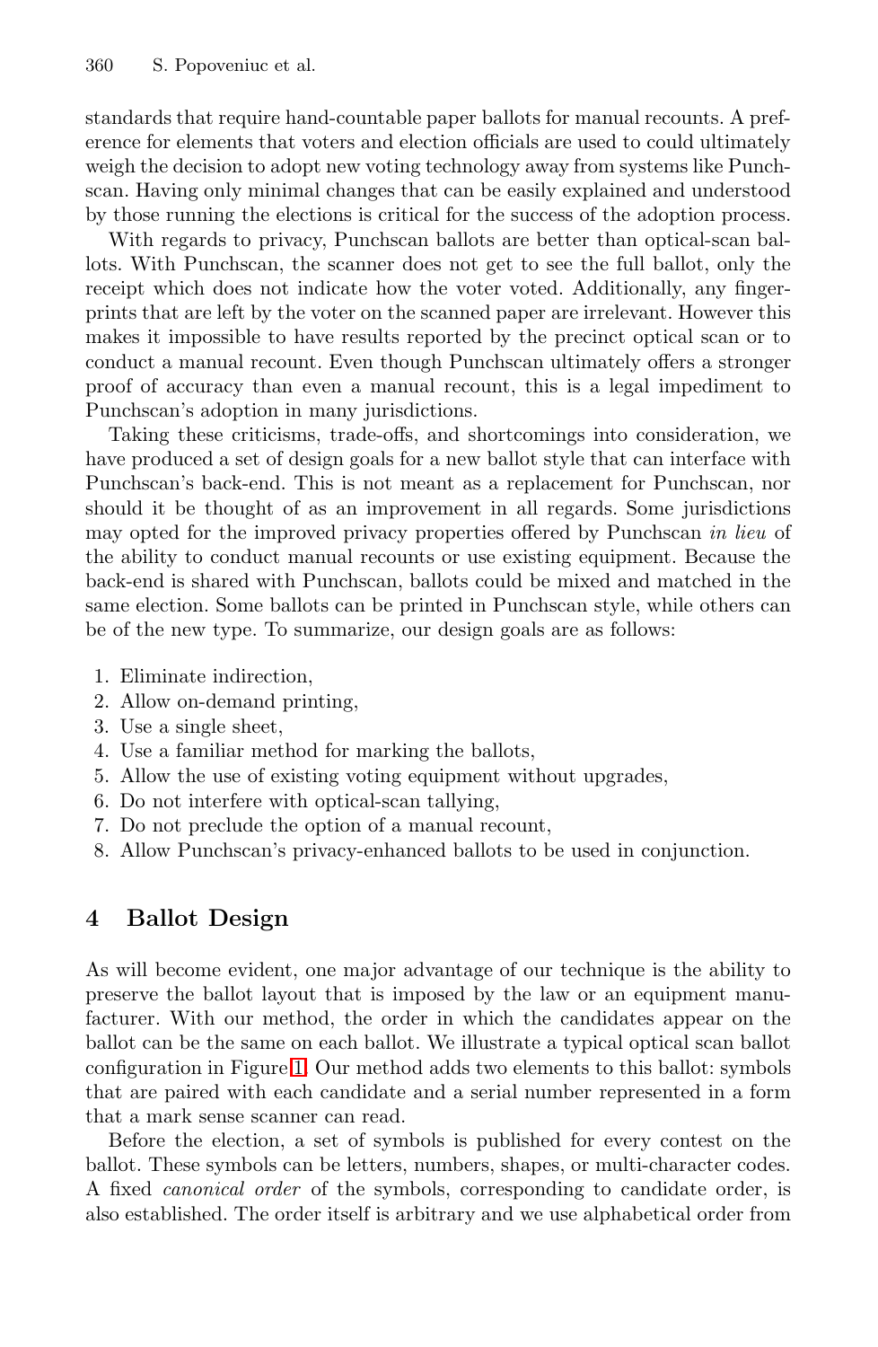standards that require hand-countable paper ballots for manual recounts. A preference for elements that voters and election officials are used to could ultimately weigh the decision to adopt new voting technology away from systems like Punchscan. Having only minimal changes that can be easily explained and understood by those running the elections is critical for the success of the adoption process.

With regards to privacy, Punchscan ballots are better than optical-scan ballots. With Punchscan, the scanner does not get to see the full ballot, only the receipt which does not indicate how the voter voted. Additionally, any fingerprints that are left by the voter on the scanned paper are irrelevant. However this makes it impossible to have results reported by the precinct optical scan or to conduct a manual recount. Even though Punchscan ultimately offers a stronger proof of accuracy than even a manual recount, this is a legal impediment to Punchscan's adoption in many jurisdictions.

Taking these criticisms, trade-offs, and shortcomings into consideration, we have produced a set of design goals for a new ballot style that can interface with Punchscan's back-end. This is not meant as a replacement for Punchscan, nor should it be thought of as an improvement in all regards. Some jurisdictions may opted for the improved privacy properties offered by Punchscan *in lieu* of the ability to conduct manual recounts or use existing equipment. Because the back-end is shared with Punchscan, ballots could be mixed and matched in the same election. Some ballots can be printed in Punchscan style, while others can be of the new type. To summarize, our design goals are as follows:

1. Eliminate indirection,
2. Allow on-demand printing,
3. Use a single sheet,
4. Use a familiar method for marking the ballots,
5. Allow the use of existing voting equipment without upgrades,
6. Do not interfere with optical-scan tallying,
7. Do not preclude the option of a manual recount,
8. Allow Punchscan's privacy-enhanced ballots to be used in conjunction.

## 4 Ballot Design

As will become evident, one major advantage of our technique is the ability to preserve the ballot layout that is imposed by the law or an equipment manufacturer. With our method, the order in which the candidates appear on the ballot can be the same on each ballot. We illustrate a typical optical scan ballot configuration in Figure 1. Our method adds two elements to this ballot: symbols that are paired with each candidate and a serial number represented in a form that a mark sense scanner can read.

Before the election, a set of symbols is published for every contest on the ballot. These symbols can be letters, numbers, shapes, or multi-character codes. A fixed *canonical order* of the symbols, corresponding to candidate order, is also established. The order itself is arbitrary and we use alphabetical order from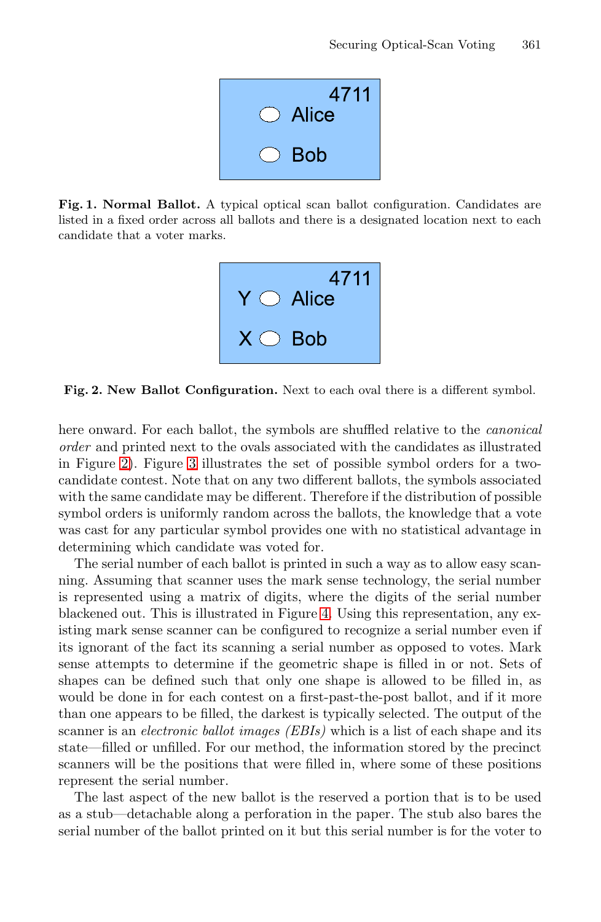4711
Alice
Bob

**Fig. 1. Normal Ballot.** A typical optical scan ballot configuration. Candidates are listed in a fixed order across all ballots and there is a designated location next to each candidate that a voter marks.

4711
Y Alice
X Bob

**Fig. 2. New Ballot Configuration.** Next to each oval there is a different symbol.

here onward. For each ballot, the symbols are shuffled relative to the *canonical order* and printed next to the ovals associated with the candidates as illustrated in Figure 2). Figure 3 illustrates the set of possible symbol orders for a two-candidate contest. Note that on any two different ballots, the symbols associated with the same candidate may be different. Therefore if the distribution of possible symbol orders is uniformly random across the ballots, the knowledge that a vote was cast for any particular symbol provides one with no statistical advantage in determining which candidate was voted for.

The serial number of each ballot is printed in such a way as to allow easy scanning. Assuming that scanner uses the mark sense technology, the serial number is represented using a matrix of digits, where the digits of the serial number blackened out. This is illustrated in Figure 4. Using this representation, any existing mark sense scanner can be configured to recognize a serial number even if its ignorant of the fact its scanning a serial number as opposed to votes. Mark sense attempts to determine if the geometric shape is filled in or not. Sets of shapes can be defined such that only one shape is allowed to be filled in, as would be done in for each contest on a first-past-the-post ballot, and if it more than one appears to be filled, the darkest is typically selected. The output of the scanner is an *electronic ballot images (EBIs)* which is a list of each shape and its state—filled or unfilled. For our method, the information stored by the precinct scanners will be the positions that were filled in, where some of these positions represent the serial number.

The last aspect of the new ballot is the reserved a portion that is to be used as a stub—detachable along a perforation in the paper. The stub also bares the serial number of the ballot printed on it but this serial number is for the voter to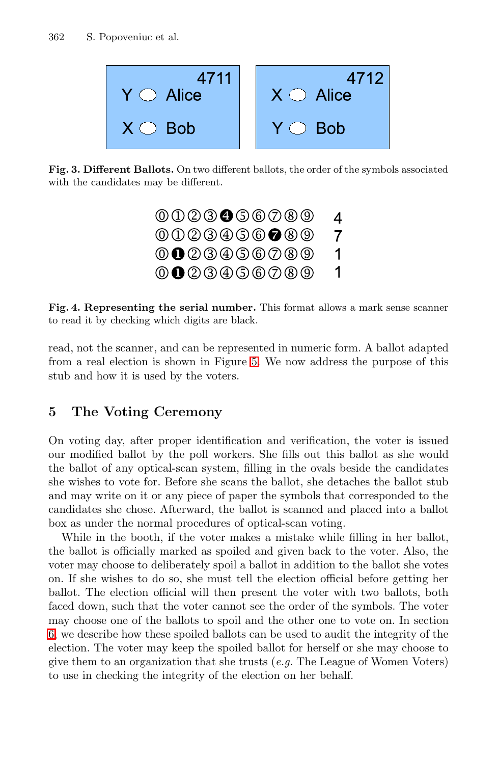**Fig. 3. Different Ballots.** On two different ballots, the order of the symbols associated with the candidates may be different.

**Fig. 4. Representing the serial number.** This format allows a mark sense scanner to read it by checking which digits are black.

read, not the scanner, and can be represented in numeric form. A ballot adapted from a real election is shown in Figure 5. We now address the purpose of this stub and how it is used by the voters.

## 5 The Voting Ceremony

On voting day, after proper identification and verification, the voter is issued our modified ballot by the poll workers. She fills out this ballot as she would the ballot of any optical-scan system, filling in the ovals beside the candidates she wishes to vote for. Before she scans the ballot, she detaches the ballot stub and may write on it or any piece of paper the symbols that corresponded to the candidates she chose. Afterward, the ballot is scanned and placed into a ballot box as under the normal procedures of optical-scan voting.

While in the booth, if the voter makes a mistake while filling in her ballot, the ballot is officially marked as spoiled and given back to the voter. Also, the voter may choose to deliberately spoil a ballot in addition to the ballot she votes on. If she wishes to do so, she must tell the election official before getting her ballot. The election official will then present the voter with two ballots, both faced down, such that the voter cannot see the order of the symbols. The voter may choose one of the ballots to spoil and the other one to vote on. In section 6 we describe how these spoiled ballots can be used to audit the integrity of the election. The voter may keep the spoiled ballot for herself or she may choose to give them to an organization that she trusts (*e.g.* The League of Women Voters) to use in checking the integrity of the election on her behalf.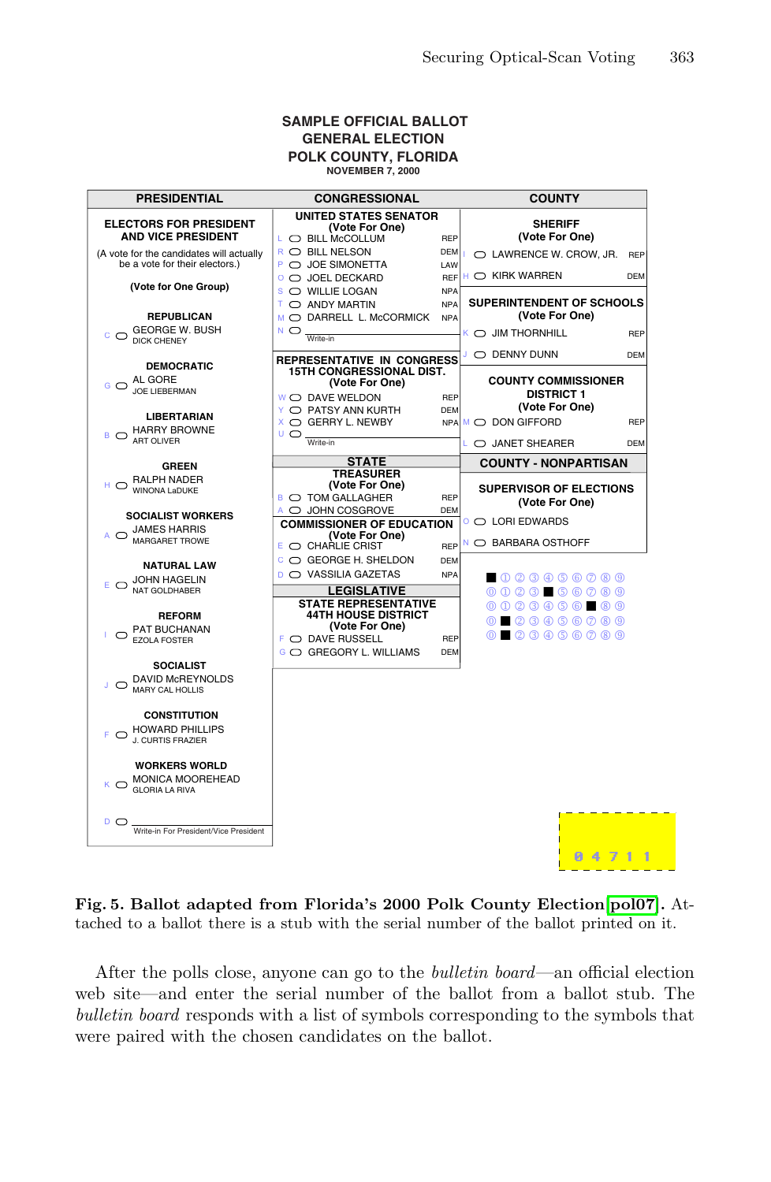**SAMPLE OFFICIAL BALLOT**
**GENERAL ELECTION**
**POLK COUNTY, FLORIDA**
**NOVEMBER 7, 2000**

| PRESIDENTIAL | CONGRESSIONAL | COUNTY |
|---|---|---|

**PRESIDENTIAL**

**ELECTORS FOR PRESIDENT AND VICE PRESIDENT**

(A vote for the candidates will actually be a vote for their electors.)

(Vote for One Group)

- **REPUBLICAN** — C ⬭ GEORGE W. BUSH / DICK CHENEY
- **DEMOCRATIC** — G ⬭ AL GORE / JOE LIEBERMAN
- **LIBERTARIAN** — B ⬭ HARRY BROWNE / ART OLIVER
- **GREEN** — H ⬭ RALPH NADER / WINONA LaDUKE
- **SOCIALIST WORKERS** — A ⬭ JAMES HARRIS / MARGARET TROWE
- **NATURAL LAW** — E ⬭ JOHN HAGELIN / NAT GOLDHABER
- **REFORM** — I ⬭ PAT BUCHANAN / EZOLA FOSTER
- **SOCIALIST** — J ⬭ DAVID McREYNOLDS / MARY CAL HOLLIS
- **CONSTITUTION** — F ⬭ HOWARD PHILLIPS / J. CURTIS FRAZIER
- **WORKERS WORLD** — K ⬭ MONICA MOOREHEAD / GLORIA LA RIVA
- D ⬭ Write-in For President/Vice President

**CONGRESSIONAL**

**UNITED STATES SENATOR (Vote For One)**

| | | |
|---|---|---|
| L | BILL McCOLLUM | REP |
| R | BILL NELSON | DEM |
| P | JOE SIMONETTA | LAW |
| O | JOEL DECKARD | REF |
| S | WILLIE LOGAN | NPA |
| T | ANDY MARTIN | NPA |
| M | DARRELL L. McCORMICK | NPA |
| N | Write-in | |

**REPRESENTATIVE IN CONGRESS 15TH CONGRESSIONAL DIST. (Vote For One)**

| | | |
|---|---|---|
| W | DAVE WELDON | REP |
| Y | PATSY ANN KURTH | DEM |
| X | GERRY L. NEWBY | NPA |
| U | Write-in | |

**STATE**

**TREASURER (Vote For One)**

| | | |
|---|---|---|
| B | TOM GALLAGHER | REP |
| A | JOHN COSGROVE | DEM |

**COMMISSIONER OF EDUCATION (Vote For One)**

| | | |
|---|---|---|
| E | CHARLIE CRIST | REP |
| C | GEORGE H. SHELDON | DEM |
| D | VASSILIA GAZETAS | NPA |

**LEGISLATIVE**

**STATE REPRESENTATIVE 44TH HOUSE DISTRICT (Vote For One)**

| | | |
|---|---|---|
| F | DAVE RUSSELL | REP |
| G | GREGORY L. WILLIAMS | DEM |

**COUNTY**

**SHERIFF (Vote For One)**

| | | |
|---|---|---|
| I | LAWRENCE W. CROW, JR. | REP |
| H | KIRK WARREN | DEM |

**SUPERINTENDENT OF SCHOOLS (Vote For One)**

| | | |
|---|---|---|
| K | JIM THORNHILL | REP |
| J | DENNY DUNN | DEM |

**COUNTY COMMISSIONER DISTRICT 1 (Vote For One)**

| | | |
|---|---|---|
| M | DON GIFFORD | REP |
| L | JANET SHEARER | DEM |

**COUNTY - NONPARTISAN**

**SUPERVISOR OF ELECTIONS (Vote For One)**

| | |
|---|---|
| O | LORI EDWARDS |
| N | BARBARA OSTHOFF |

■ ① ② ③ ④ ⑤ ⑥ ⑦ ⑧ ⑨
⓪ ① ② ③ ■ ⑤ ⑥ ⑦ ⑧ ⑨
⓪ ① ② ③ ④ ⑤ ⑥ ■ ⑧ ⑨
⓪ ■ ② ③ ④ ⑤ ⑥ ⑦ ⑧ ⑨
⓪ ■ ② ③ ④ ⑤ ⑥ ⑦ ⑧ ⑨

0 4 7 1 1

**Fig. 5. Ballot adapted from Florida's 2000 Polk County Election [pol07].** Attached to a ballot there is a stub with the serial number of the ballot printed on it.

After the polls close, anyone can go to the *bulletin board*—an official election web site—and enter the serial number of the ballot from a ballot stub. The *bulletin board* responds with a list of symbols corresponding to the symbols that were paired with the chosen candidates on the ballot.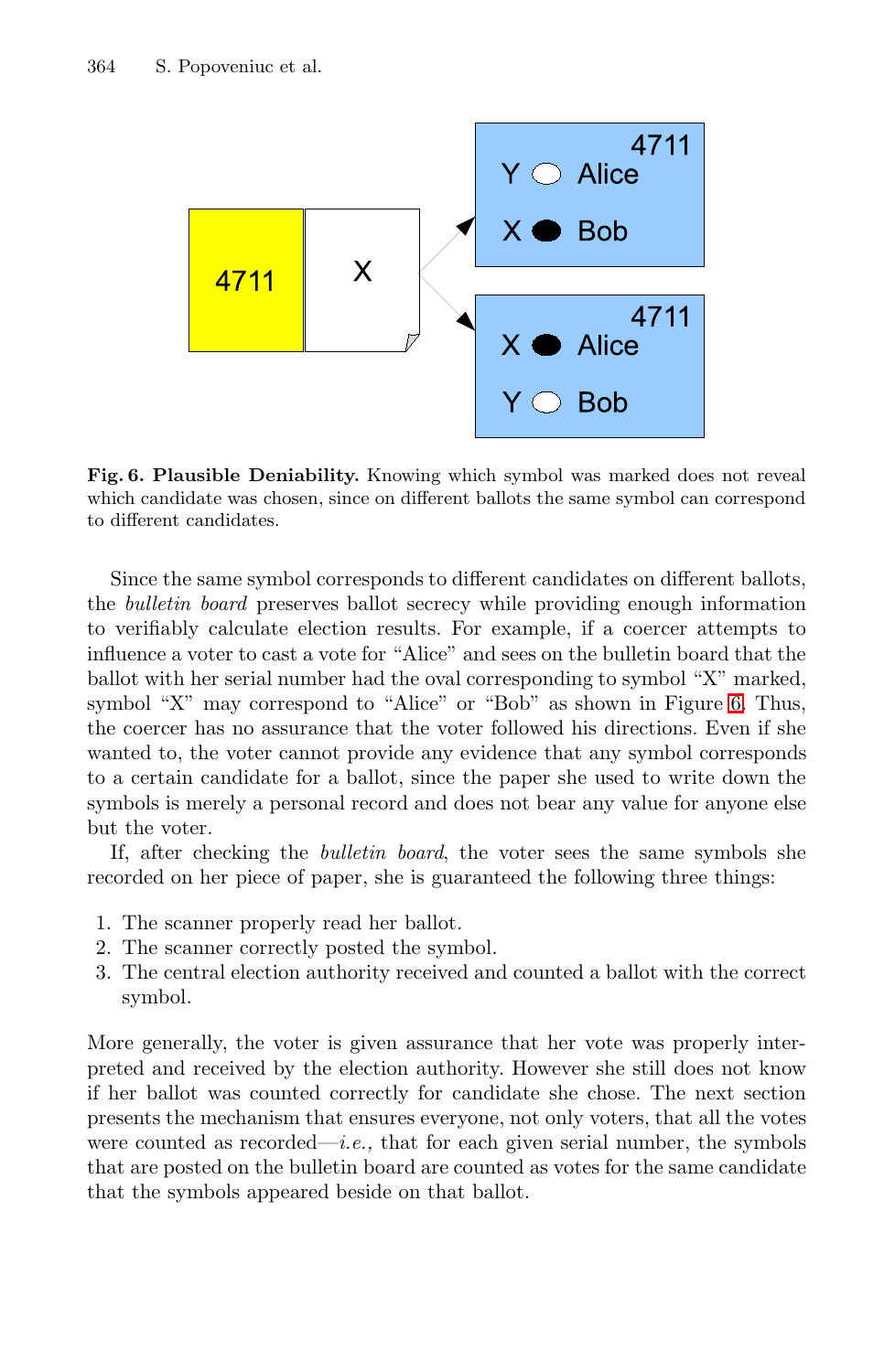**Fig. 6. Plausible Deniability.** Knowing which symbol was marked does not reveal which candidate was chosen, since on different ballots the same symbol can correspond to different candidates.

Since the same symbol corresponds to different candidates on different ballots, the *bulletin board* preserves ballot secrecy while providing enough information to verifiably calculate election results. For example, if a coercer attempts to influence a voter to cast a vote for "Alice" and sees on the bulletin board that the ballot with her serial number had the oval corresponding to symbol "X" marked, symbol "X" may correspond to "Alice" or "Bob" as shown in Figure 6. Thus, the coercer has no assurance that the voter followed his directions. Even if she wanted to, the voter cannot provide any evidence that any symbol corresponds to a certain candidate for a ballot, since the paper she used to write down the symbols is merely a personal record and does not bear any value for anyone else but the voter.

If, after checking the *bulletin board*, the voter sees the same symbols she recorded on her piece of paper, she is guaranteed the following three things:

1. The scanner properly read her ballot.
2. The scanner correctly posted the symbol.
3. The central election authority received and counted a ballot with the correct symbol.

More generally, the voter is given assurance that her vote was properly interpreted and received by the election authority. However she still does not know if her ballot was counted correctly for candidate she chose. The next section presents the mechanism that ensures everyone, not only voters, that all the votes were counted as recorded—*i.e.,* that for each given serial number, the symbols that are posted on the bulletin board are counted as votes for the same candidate that the symbols appeared beside on that ballot.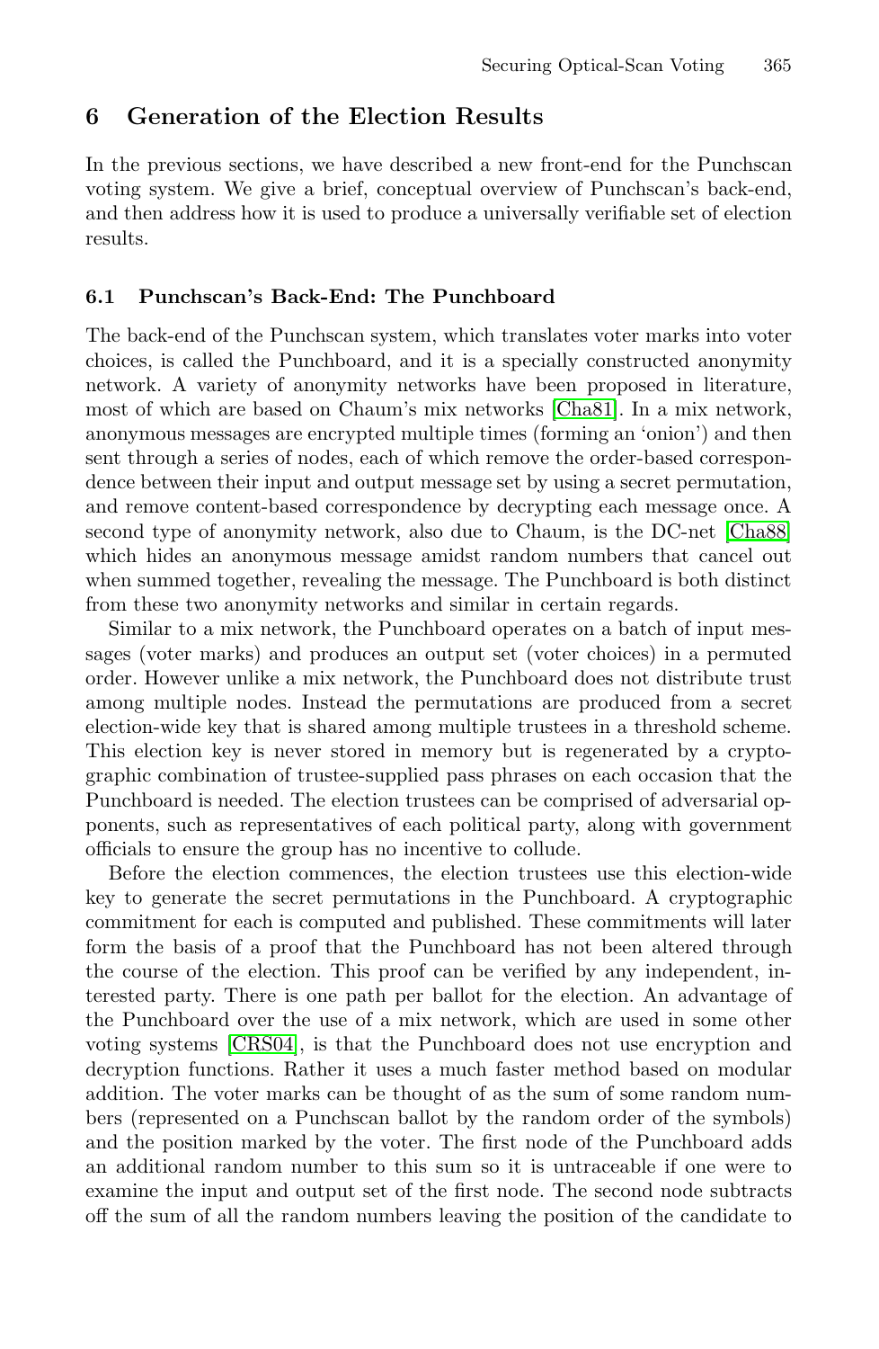## 6 Generation of the Election Results

In the previous sections, we have described a new front-end for the Punchscan voting system. We give a brief, conceptual overview of Punchscan's back-end, and then address how it is used to produce a universally verifiable set of election results.

### 6.1 Punchscan's Back-End: The Punchboard

The back-end of the Punchscan system, which translates voter marks into voter choices, is called the Punchboard, and it is a specially constructed anonymity network. A variety of anonymity networks have been proposed in literature, most of which are based on Chaum's mix networks [Cha81]. In a mix network, anonymous messages are encrypted multiple times (forming an 'onion') and then sent through a series of nodes, each of which remove the order-based correspondence between their input and output message set by using a secret permutation, and remove content-based correspondence by decrypting each message once. A second type of anonymity network, also due to Chaum, is the DC-net [Cha88] which hides an anonymous message amidst random numbers that cancel out when summed together, revealing the message. The Punchboard is both distinct from these two anonymity networks and similar in certain regards.

Similar to a mix network, the Punchboard operates on a batch of input messages (voter marks) and produces an output set (voter choices) in a permuted order. However unlike a mix network, the Punchboard does not distribute trust among multiple nodes. Instead the permutations are produced from a secret election-wide key that is shared among multiple trustees in a threshold scheme. This election key is never stored in memory but is regenerated by a cryptographic combination of trustee-supplied pass phrases on each occasion that the Punchboard is needed. The election trustees can be comprised of adversarial opponents, such as representatives of each political party, along with government officials to ensure the group has no incentive to collude.

Before the election commences, the election trustees use this election-wide key to generate the secret permutations in the Punchboard. A cryptographic commitment for each is computed and published. These commitments will later form the basis of a proof that the Punchboard has not been altered through the course of the election. This proof can be verified by any independent, interested party. There is one path per ballot for the election. An advantage of the Punchboard over the use of a mix network, which are used in some other voting systems [CRS04], is that the Punchboard does not use encryption and decryption functions. Rather it uses a much faster method based on modular addition. The voter marks can be thought of as the sum of some random numbers (represented on a Punchscan ballot by the random order of the symbols) and the position marked by the voter. The first node of the Punchboard adds an additional random number to this sum so it is untraceable if one were to examine the input and output set of the first node. The second node subtracts off the sum of all the random numbers leaving the position of the candidate to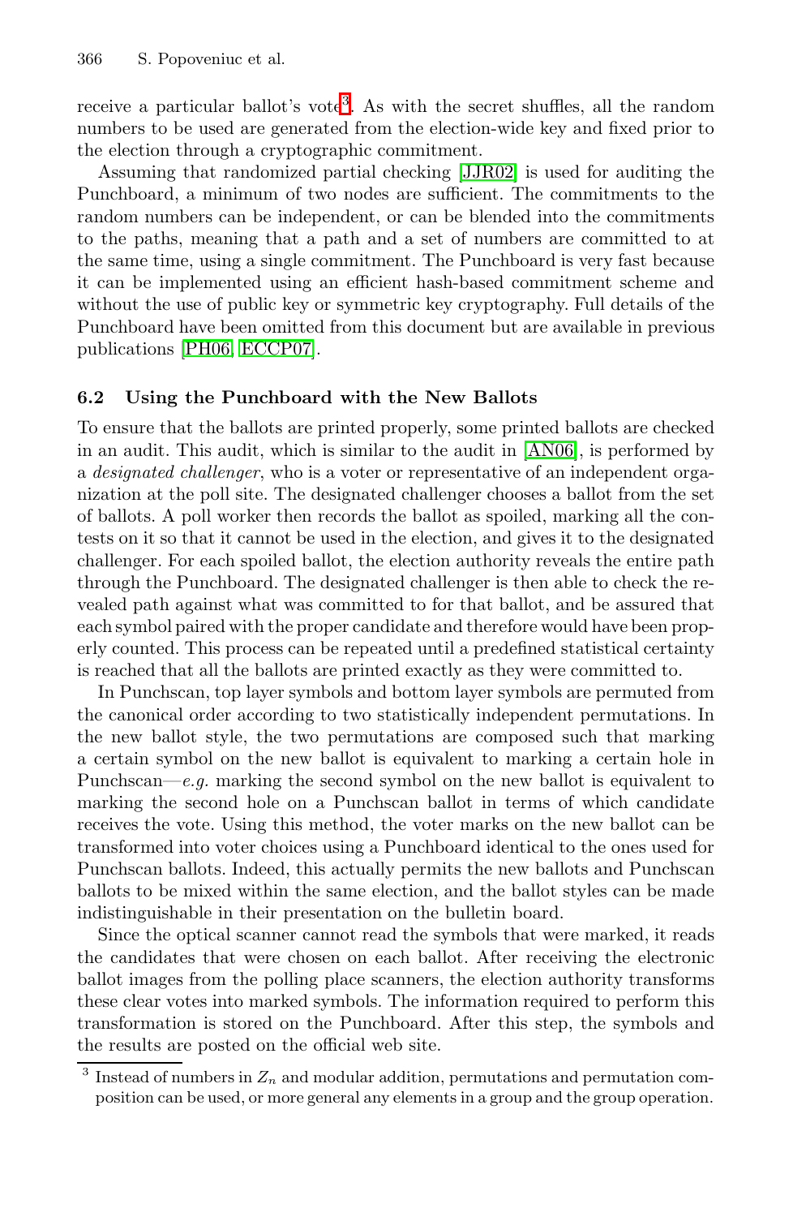receive a particular ballot's vote[3]. As with the secret shuffles, all the random numbers to be used are generated from the election-wide key and fixed prior to the election through a cryptographic commitment.

Assuming that randomized partial checking [JJR02] is used for auditing the Punchboard, a minimum of two nodes are sufficient. The commitments to the random numbers can be independent, or can be blended into the commitments to the paths, meaning that a path and a set of numbers are committed to at the same time, using a single commitment. The Punchboard is very fast because it can be implemented using an efficient hash-based commitment scheme and without the use of public key or symmetric key cryptography. Full details of the Punchboard have been omitted from this document but are available in previous publications [PH06, ECCP07].

### 6.2 Using the Punchboard with the New Ballots

To ensure that the ballots are printed properly, some printed ballots are checked in an audit. This audit, which is similar to the audit in [AN06], is performed by a *designated challenger*, who is a voter or representative of an independent organization at the poll site. The designated challenger chooses a ballot from the set of ballots. A poll worker then records the ballot as spoiled, marking all the contests on it so that it cannot be used in the election, and gives it to the designated challenger. For each spoiled ballot, the election authority reveals the entire path through the Punchboard. The designated challenger is then able to check the revealed path against what was committed to for that ballot, and be assured that each symbol paired with the proper candidate and therefore would have been properly counted. This process can be repeated until a predefined statistical certainty is reached that all the ballots are printed exactly as they were committed to.

In Punchscan, top layer symbols and bottom layer symbols are permuted from the canonical order according to two statistically independent permutations. In the new ballot style, the two permutations are composed such that marking a certain symbol on the new ballot is equivalent to marking a certain hole in Punchscan—*e.g.* marking the second symbol on the new ballot is equivalent to marking the second hole on a Punchscan ballot in terms of which candidate receives the vote. Using this method, the voter marks on the new ballot can be transformed into voter choices using a Punchboard identical to the ones used for Punchscan ballots. Indeed, this actually permits the new ballots and Punchscan ballots to be mixed within the same election, and the ballot styles can be made indistinguishable in their presentation on the bulletin board.

Since the optical scanner cannot read the symbols that were marked, it reads the candidates that were chosen on each ballot. After receiving the electronic ballot images from the polling place scanners, the election authority transforms these clear votes into marked symbols. The information required to perform this transformation is stored on the Punchboard. After this step, the symbols and the results are posted on the official web site.

[3] Instead of numbers in $Z_n$ and modular addition, permutations and permutation composition can be used, or more general any elements in a group and the group operation.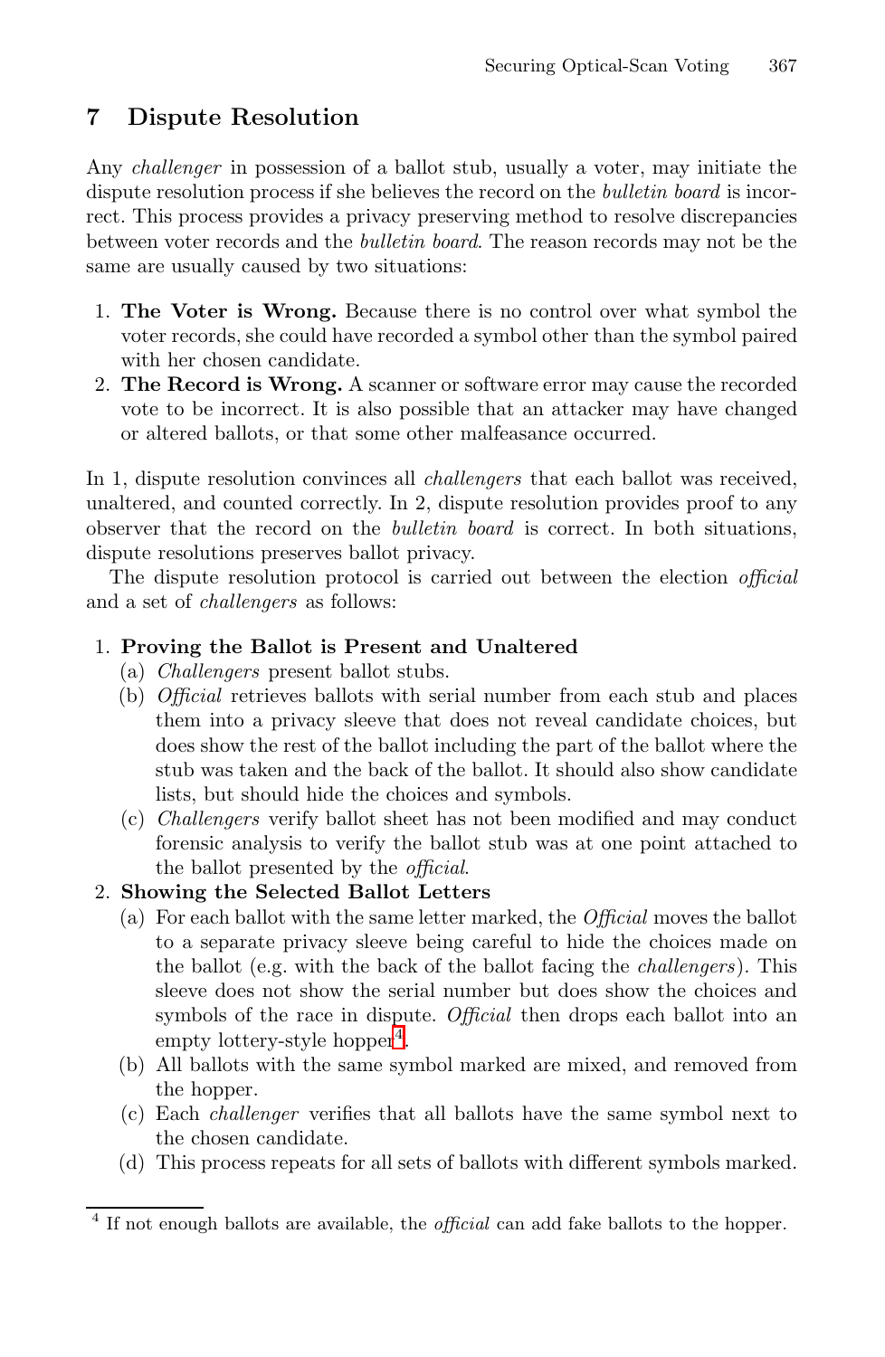## 7 Dispute Resolution

Any *challenger* in possession of a ballot stub, usually a voter, may initiate the dispute resolution process if she believes the record on the *bulletin board* is incorrect. This process provides a privacy preserving method to resolve discrepancies between voter records and the *bulletin board*. The reason records may not be the same are usually caused by two situations:

1. **The Voter is Wrong.** Because there is no control over what symbol the voter records, she could have recorded a symbol other than the symbol paired with her chosen candidate.
2. **The Record is Wrong.** A scanner or software error may cause the recorded vote to be incorrect. It is also possible that an attacker may have changed or altered ballots, or that some other malfeasance occurred.

In 1, dispute resolution convinces all *challengers* that each ballot was received, unaltered, and counted correctly. In 2, dispute resolution provides proof to any observer that the record on the *bulletin board* is correct. In both situations, dispute resolutions preserves ballot privacy.

The dispute resolution protocol is carried out between the election *official* and a set of *challengers* as follows:

1. **Proving the Ballot is Present and Unaltered**
   (a) *Challengers* present ballot stubs.
   (b) *Official* retrieves ballots with serial number from each stub and places them into a privacy sleeve that does not reveal candidate choices, but does show the rest of the ballot including the part of the ballot where the stub was taken and the back of the ballot. It should also show candidate lists, but should hide the choices and symbols.
   (c) *Challengers* verify ballot sheet has not been modified and may conduct forensic analysis to verify the ballot stub was at one point attached to the ballot presented by the *official*.
2. **Showing the Selected Ballot Letters**
   (a) For each ballot with the same letter marked, the *Official* moves the ballot to a separate privacy sleeve being careful to hide the choices made on the ballot (e.g. with the back of the ballot facing the *challengers*). This sleeve does not show the serial number but does show the choices and symbols of the race in dispute. *Official* then drops each ballot into an empty lottery-style hopper[4].
   (b) All ballots with the same symbol marked are mixed, and removed from the hopper.
   (c) Each *challenger* verifies that all ballots have the same symbol next to the chosen candidate.
   (d) This process repeats for all sets of ballots with different symbols marked.

[4] If not enough ballots are available, the *official* can add fake ballots to the hopper.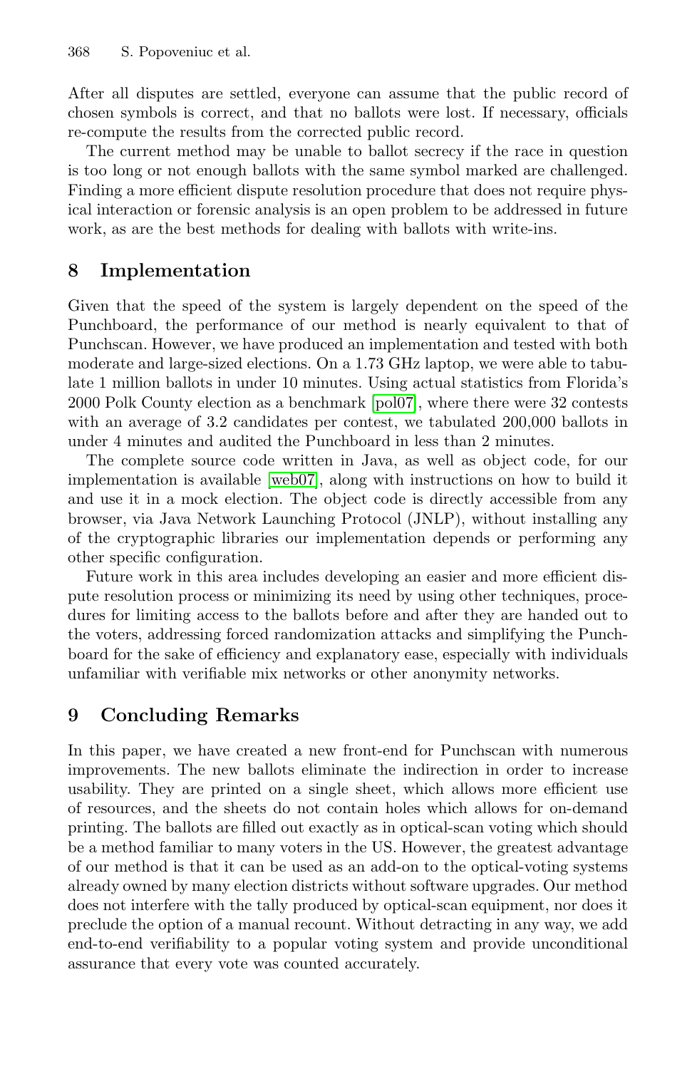After all disputes are settled, everyone can assume that the public record of chosen symbols is correct, and that no ballots were lost. If necessary, officials re-compute the results from the corrected public record.

The current method may be unable to ballot secrecy if the race in question is too long or not enough ballots with the same symbol marked are challenged. Finding a more efficient dispute resolution procedure that does not require physical interaction or forensic analysis is an open problem to be addressed in future work, as are the best methods for dealing with ballots with write-ins.

## 8 Implementation

Given that the speed of the system is largely dependent on the speed of the Punchboard, the performance of our method is nearly equivalent to that of Punchscan. However, we have produced an implementation and tested with both moderate and large-sized elections. On a 1.73 GHz laptop, we were able to tabulate 1 million ballots in under 10 minutes. Using actual statistics from Florida's 2000 Polk County election as a benchmark [pol07], where there were 32 contests with an average of 3.2 candidates per contest, we tabulated 200,000 ballots in under 4 minutes and audited the Punchboard in less than 2 minutes.

The complete source code written in Java, as well as object code, for our implementation is available [web07], along with instructions on how to build it and use it in a mock election. The object code is directly accessible from any browser, via Java Network Launching Protocol (JNLP), without installing any of the cryptographic libraries our implementation depends or performing any other specific configuration.

Future work in this area includes developing an easier and more efficient dispute resolution process or minimizing its need by using other techniques, procedures for limiting access to the ballots before and after they are handed out to the voters, addressing forced randomization attacks and simplifying the Punchboard for the sake of efficiency and explanatory ease, especially with individuals unfamiliar with verifiable mix networks or other anonymity networks.

## 9 Concluding Remarks

In this paper, we have created a new front-end for Punchscan with numerous improvements. The new ballots eliminate the indirection in order to increase usability. They are printed on a single sheet, which allows more efficient use of resources, and the sheets do not contain holes which allows for on-demand printing. The ballots are filled out exactly as in optical-scan voting which should be a method familiar to many voters in the US. However, the greatest advantage of our method is that it can be used as an add-on to the optical-voting systems already owned by many election districts without software upgrades. Our method does not interfere with the tally produced by optical-scan equipment, nor does it preclude the option of a manual recount. Without detracting in any way, we add end-to-end verifiability to a popular voting system and provide unconditional assurance that every vote was counted accurately.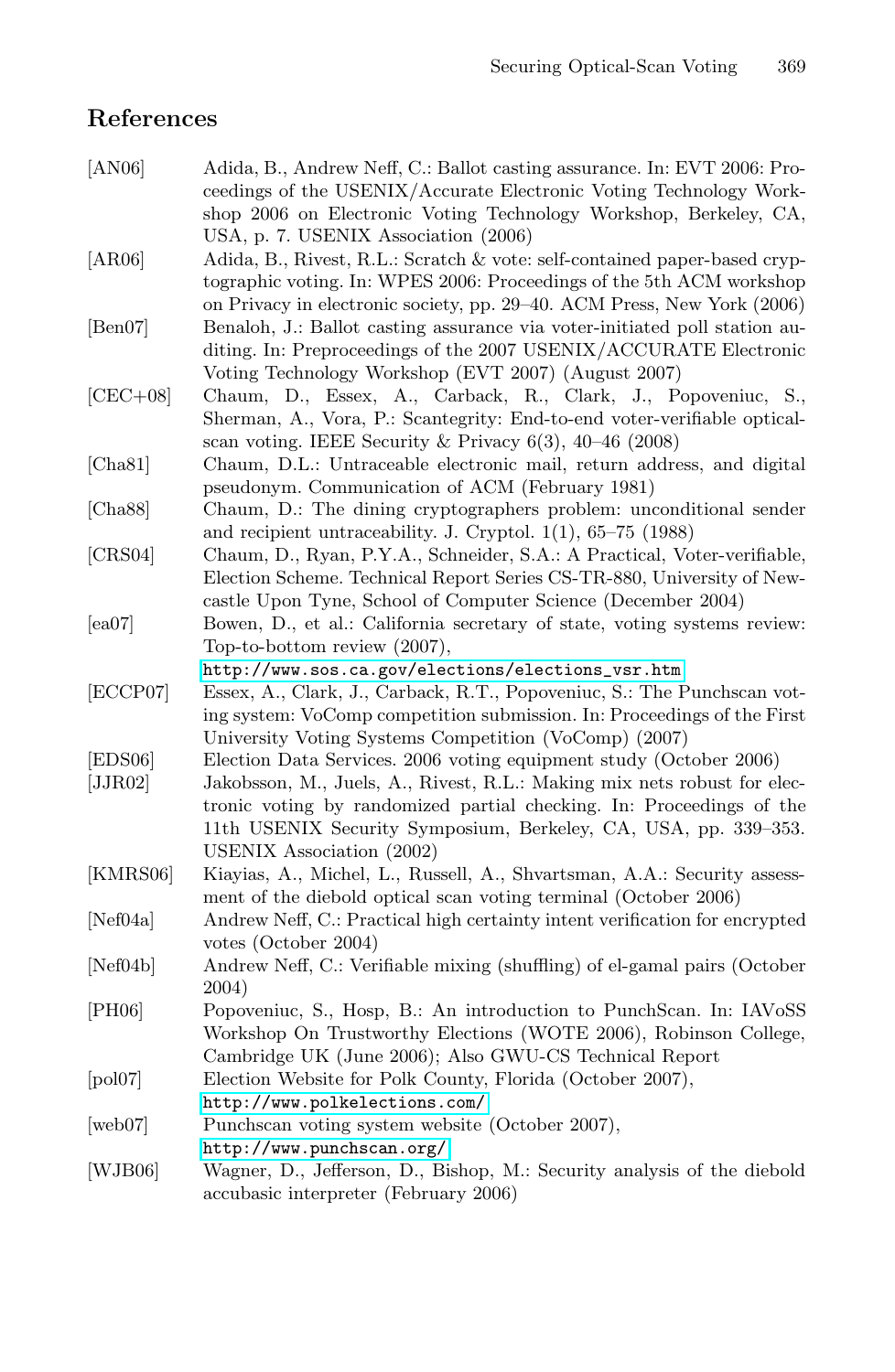## References

[AN06] Adida, B., Andrew Neff, C.: Ballot casting assurance. In: EVT 2006: Proceedings of the USENIX/Accurate Electronic Voting Technology Workshop 2006 on Electronic Voting Technology Workshop, Berkeley, CA, USA, p. 7. USENIX Association (2006)

[AR06] Adida, B., Rivest, R.L.: Scratch & vote: self-contained paper-based cryptographic voting. In: WPES 2006: Proceedings of the 5th ACM workshop on Privacy in electronic society, pp. 29–40. ACM Press, New York (2006)

[Ben07] Benaloh, J.: Ballot casting assurance via voter-initiated poll station auditing. In: Preproceedings of the 2007 USENIX/ACCURATE Electronic Voting Technology Workshop (EVT 2007) (August 2007)

[CEC+08] Chaum, D., Essex, A., Carback, R., Clark, J., Popoveniuc, S., Sherman, A., Vora, P.: Scantegrity: End-to-end voter-verifiable optical-scan voting. IEEE Security & Privacy 6(3), 40–46 (2008)

[Cha81] Chaum, D.L.: Untraceable electronic mail, return address, and digital pseudonym. Communication of ACM (February 1981)

[Cha88] Chaum, D.: The dining cryptographers problem: unconditional sender and recipient untraceability. J. Cryptol. 1(1), 65–75 (1988)

[CRS04] Chaum, D., Ryan, P.Y.A., Schneider, S.A.: A Practical, Voter-verifiable, Election Scheme. Technical Report Series CS-TR-880, University of Newcastle Upon Tyne, School of Computer Science (December 2004)

[ea07] Bowen, D., et al.: California secretary of state, voting systems review: Top-to-bottom review (2007), http://www.sos.ca.gov/elections/elections_vsr.htm

[ECCP07] Essex, A., Clark, J., Carback, R.T., Popoveniuc, S.: The Punchscan voting system: VoComp competition submission. In: Proceedings of the First University Voting Systems Competition (VoComp) (2007)

[EDS06] Election Data Services. 2006 voting equipment study (October 2006)

[JJR02] Jakobsson, M., Juels, A., Rivest, R.L.: Making mix nets robust for electronic voting by randomized partial checking. In: Proceedings of the 11th USENIX Security Symposium, Berkeley, CA, USA, pp. 339–353. USENIX Association (2002)

[KMRS06] Kiayias, A., Michel, L., Russell, A., Shvartsman, A.A.: Security assessment of the diebold optical scan voting terminal (October 2006)

[Nef04a] Andrew Neff, C.: Practical high certainty intent verification for encrypted votes (October 2004)

[Nef04b] Andrew Neff, C.: Verifiable mixing (shuffling) of el-gamal pairs (October 2004)

[PH06] Popoveniuc, S., Hosp, B.: An introduction to PunchScan. In: IAVoSS Workshop On Trustworthy Elections (WOTE 2006), Robinson College, Cambridge UK (June 2006); Also GWU-CS Technical Report

[pol07] Election Website for Polk County, Florida (October 2007), http://www.polkelections.com/

[web07] Punchscan voting system website (October 2007), http://www.punchscan.org/

[WJB06] Wagner, D., Jefferson, D., Bishop, M.: Security analysis of the diebold accubasic interpreter (February 2006)